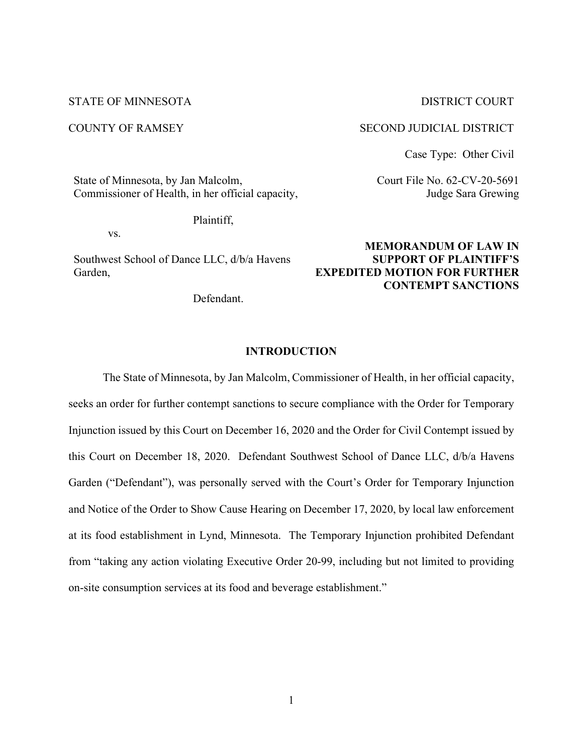STATE OF MINNESOTA DISTRICT COURT

COUNTY OF RAMSEY SECOND JUDICIAL DISTRICT

Case Type: Other Civil

State of Minnesota, by Jan Malcolm, Commissioner of Health, in her official capacity,

Plaintiff,

vs.

Southwest School of Dance LLC, d/b/a Havens Garden,

Defendant.

Court File No. 62-CV-20-5691
Judge Sara Grewing

**MEMORANDUM OF LAW IN SUPPORT OF PLAINTIFF'S EXPEDITED MOTION FOR FURTHER CONTEMPT SANCTIONS**

## INTRODUCTION

The State of Minnesota, by Jan Malcolm, Commissioner of Health, in her official capacity, seeks an order for further contempt sanctions to secure compliance with the Order for Temporary Injunction issued by this Court on December 16, 2020 and the Order for Civil Contempt issued by this Court on December 18, 2020. Defendant Southwest School of Dance LLC, d/b/a Havens Garden ("Defendant"), was personally served with the Court's Order for Temporary Injunction and Notice of the Order to Show Cause Hearing on December 17, 2020, by local law enforcement at its food establishment in Lynd, Minnesota. The Temporary Injunction prohibited Defendant from "taking any action violating Executive Order 20-99, including but not limited to providing on-site consumption services at its food and beverage establishment."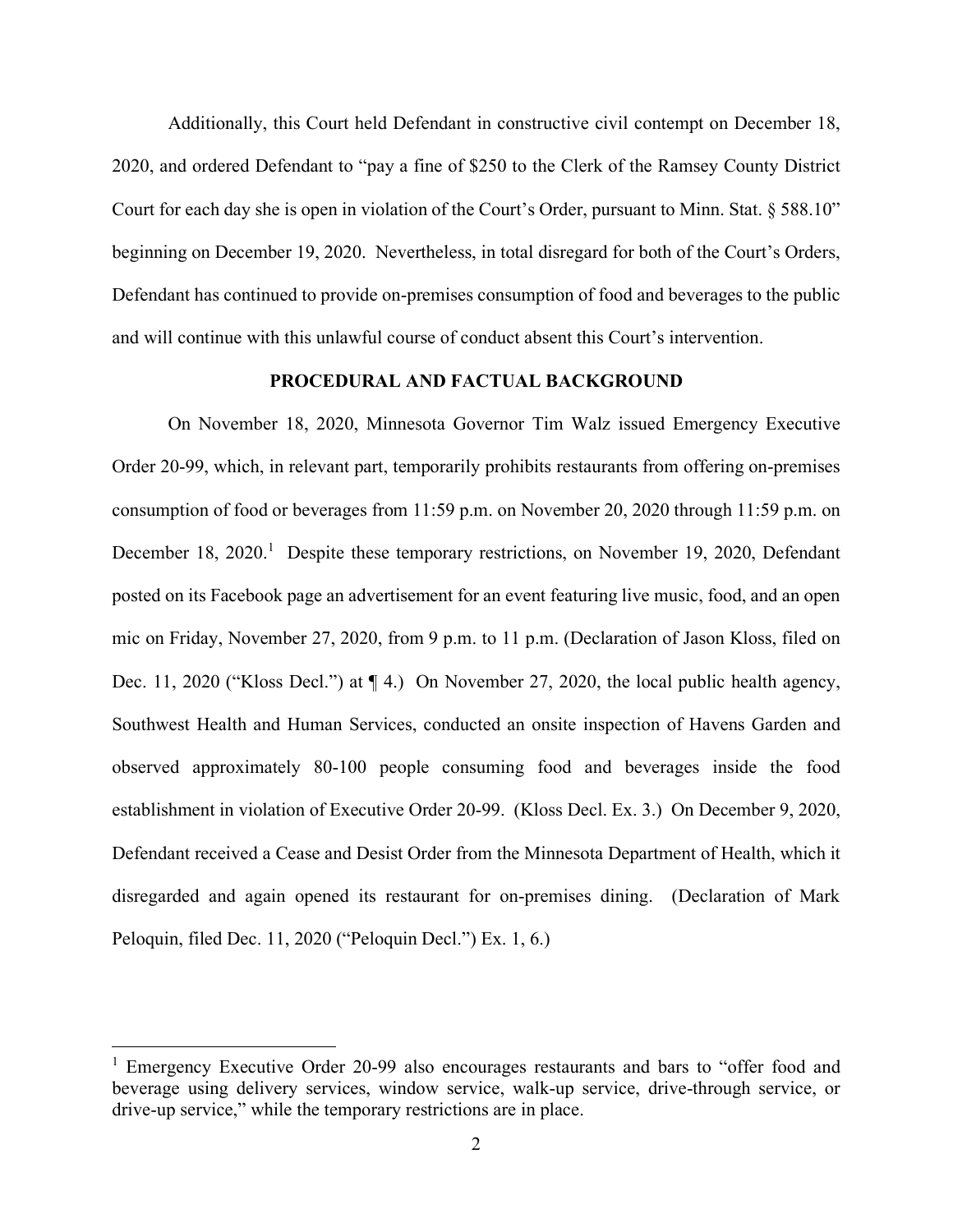Additionally, this Court held Defendant in constructive civil contempt on December 18, 2020, and ordered Defendant to "pay a fine of $250 to the Clerk of the Ramsey County District Court for each day she is open in violation of the Court's Order, pursuant to Minn. Stat. § 588.10" beginning on December 19, 2020. Nevertheless, in total disregard for both of the Court's Orders, Defendant has continued to provide on-premises consumption of food and beverages to the public and will continue with this unlawful course of conduct absent this Court's intervention.

## PROCEDURAL AND FACTUAL BACKGROUND

On November 18, 2020, Minnesota Governor Tim Walz issued Emergency Executive Order 20-99, which, in relevant part, temporarily prohibits restaurants from offering on-premises consumption of food or beverages from 11:59 p.m. on November 20, 2020 through 11:59 p.m. on December 18, 2020.[1] Despite these temporary restrictions, on November 19, 2020, Defendant posted on its Facebook page an advertisement for an event featuring live music, food, and an open mic on Friday, November 27, 2020, from 9 p.m. to 11 p.m. (Declaration of Jason Kloss, filed on Dec. 11, 2020 ("Kloss Decl.") at ¶ 4.) On November 27, 2020, the local public health agency, Southwest Health and Human Services, conducted an onsite inspection of Havens Garden and observed approximately 80-100 people consuming food and beverages inside the food establishment in violation of Executive Order 20-99. (Kloss Decl. Ex. 3.) On December 9, 2020, Defendant received a Cease and Desist Order from the Minnesota Department of Health, which it disregarded and again opened its restaurant for on-premises dining. (Declaration of Mark Peloquin, filed Dec. 11, 2020 ("Peloquin Decl.") Ex. 1, 6.)

[1] Emergency Executive Order 20-99 also encourages restaurants and bars to "offer food and beverage using delivery services, window service, walk-up service, drive-through service, or drive-up service," while the temporary restrictions are in place.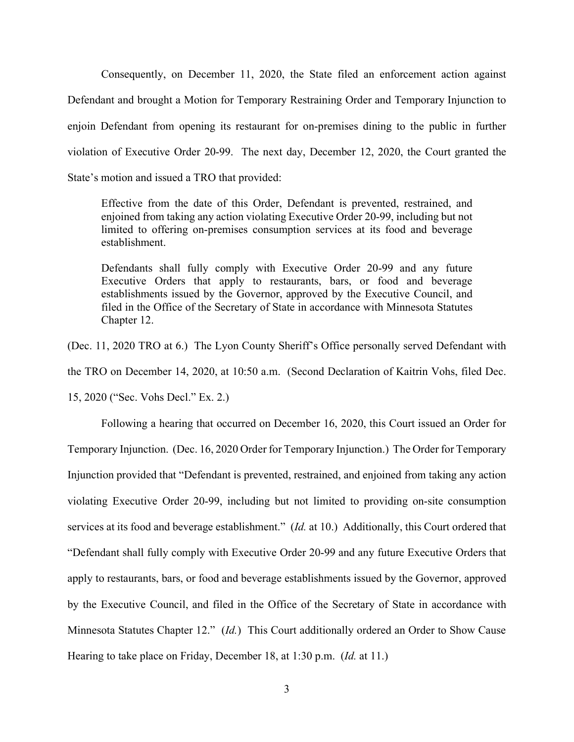Consequently, on December 11, 2020, the State filed an enforcement action against Defendant and brought a Motion for Temporary Restraining Order and Temporary Injunction to enjoin Defendant from opening its restaurant for on-premises dining to the public in further violation of Executive Order 20-99. The next day, December 12, 2020, the Court granted the State's motion and issued a TRO that provided:

> Effective from the date of this Order, Defendant is prevented, restrained, and enjoined from taking any action violating Executive Order 20-99, including but not limited to offering on-premises consumption services at its food and beverage establishment.
>
> Defendants shall fully comply with Executive Order 20-99 and any future Executive Orders that apply to restaurants, bars, or food and beverage establishments issued by the Governor, approved by the Executive Council, and filed in the Office of the Secretary of State in accordance with Minnesota Statutes Chapter 12.

(Dec. 11, 2020 TRO at 6.) The Lyon County Sheriff's Office personally served Defendant with the TRO on December 14, 2020, at 10:50 a.m. (Second Declaration of Kaitrin Vohs, filed Dec. 15, 2020 ("Sec. Vohs Decl." Ex. 2.)

Following a hearing that occurred on December 16, 2020, this Court issued an Order for Temporary Injunction. (Dec. 16, 2020 Order for Temporary Injunction.) The Order for Temporary Injunction provided that "Defendant is prevented, restrained, and enjoined from taking any action violating Executive Order 20-99, including but not limited to providing on-site consumption services at its food and beverage establishment." (*Id.* at 10.) Additionally, this Court ordered that "Defendant shall fully comply with Executive Order 20-99 and any future Executive Orders that apply to restaurants, bars, or food and beverage establishments issued by the Governor, approved by the Executive Council, and filed in the Office of the Secretary of State in accordance with Minnesota Statutes Chapter 12." (*Id.*) This Court additionally ordered an Order to Show Cause Hearing to take place on Friday, December 18, at 1:30 p.m. (*Id.* at 11.)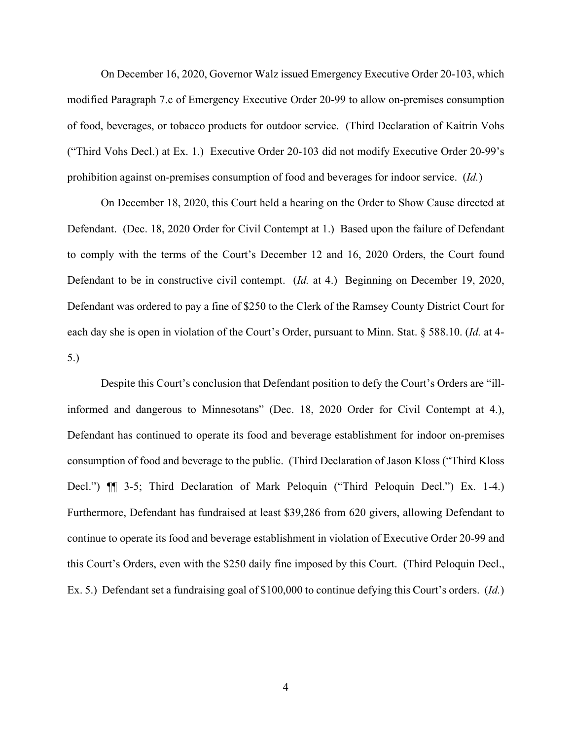On December 16, 2020, Governor Walz issued Emergency Executive Order 20-103, which modified Paragraph 7.c of Emergency Executive Order 20-99 to allow on-premises consumption of food, beverages, or tobacco products for outdoor service. (Third Declaration of Kaitrin Vohs ("Third Vohs Decl.) at Ex. 1.) Executive Order 20-103 did not modify Executive Order 20-99's prohibition against on-premises consumption of food and beverages for indoor service. (*Id.*)

On December 18, 2020, this Court held a hearing on the Order to Show Cause directed at Defendant. (Dec. 18, 2020 Order for Civil Contempt at 1.) Based upon the failure of Defendant to comply with the terms of the Court's December 12 and 16, 2020 Orders, the Court found Defendant to be in constructive civil contempt. (*Id.* at 4.) Beginning on December 19, 2020, Defendant was ordered to pay a fine of $250 to the Clerk of the Ramsey County District Court for each day she is open in violation of the Court's Order, pursuant to Minn. Stat. § 588.10. (*Id.* at 4-5.)

Despite this Court's conclusion that Defendant position to defy the Court's Orders are "ill-informed and dangerous to Minnesotans" (Dec. 18, 2020 Order for Civil Contempt at 4.), Defendant has continued to operate its food and beverage establishment for indoor on-premises consumption of food and beverage to the public. (Third Declaration of Jason Kloss ("Third Kloss Decl.") ¶¶ 3-5; Third Declaration of Mark Peloquin ("Third Peloquin Decl.") Ex. 1-4.) Furthermore, Defendant has fundraised at least $39,286 from 620 givers, allowing Defendant to continue to operate its food and beverage establishment in violation of Executive Order 20-99 and this Court's Orders, even with the $250 daily fine imposed by this Court. (Third Peloquin Decl., Ex. 5.) Defendant set a fundraising goal of $100,000 to continue defying this Court's orders. (*Id.*)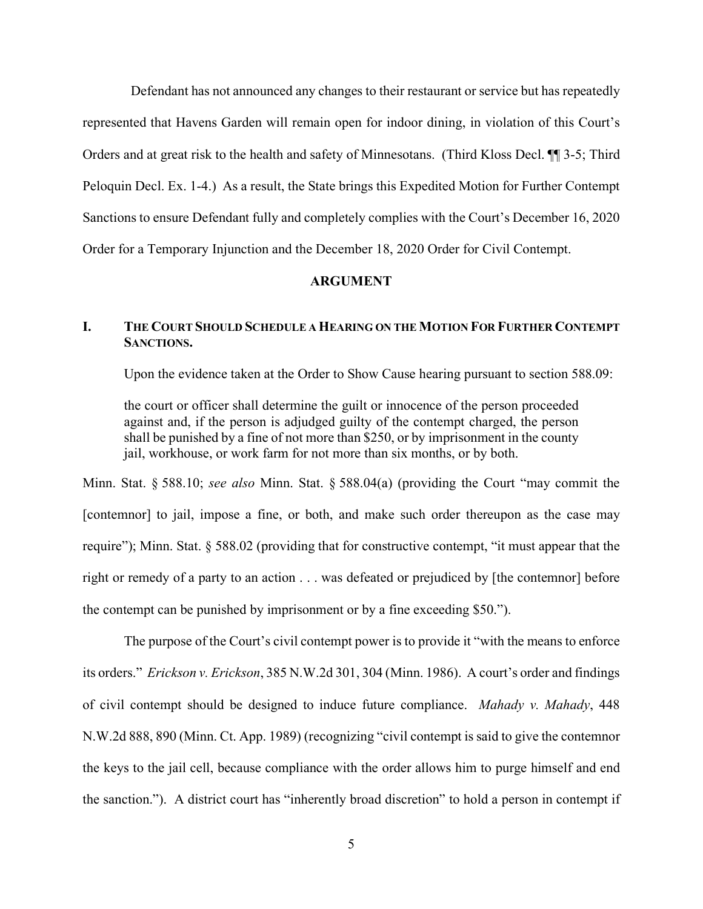Defendant has not announced any changes to their restaurant or service but has repeatedly represented that Havens Garden will remain open for indoor dining, in violation of this Court's Orders and at great risk to the health and safety of Minnesotans. (Third Kloss Decl. ¶¶ 3-5; Third Peloquin Decl. Ex. 1-4.) As a result, the State brings this Expedited Motion for Further Contempt Sanctions to ensure Defendant fully and completely complies with the Court's December 16, 2020 Order for a Temporary Injunction and the December 18, 2020 Order for Civil Contempt.

## ARGUMENT

### I. THE COURT SHOULD SCHEDULE A HEARING ON THE MOTION FOR FURTHER CONTEMPT SANCTIONS.

Upon the evidence taken at the Order to Show Cause hearing pursuant to section 588.09:

> the court or officer shall determine the guilt or innocence of the person proceeded against and, if the person is adjudged guilty of the contempt charged, the person shall be punished by a fine of not more than $250, or by imprisonment in the county jail, workhouse, or work farm for not more than six months, or by both.

Minn. Stat. § 588.10; *see also* Minn. Stat. § 588.04(a) (providing the Court "may commit the [contemnor] to jail, impose a fine, or both, and make such order thereupon as the case may require"); Minn. Stat. § 588.02 (providing that for constructive contempt, "it must appear that the right or remedy of a party to an action . . . was defeated or prejudiced by [the contemnor] before the contempt can be punished by imprisonment or by a fine exceeding $50.").

The purpose of the Court's civil contempt power is to provide it "with the means to enforce its orders." *Erickson v. Erickson*, 385 N.W.2d 301, 304 (Minn. 1986). A court's order and findings of civil contempt should be designed to induce future compliance. *Mahady v. Mahady*, 448 N.W.2d 888, 890 (Minn. Ct. App. 1989) (recognizing "civil contempt is said to give the contemnor the keys to the jail cell, because compliance with the order allows him to purge himself and end the sanction."). A district court has "inherently broad discretion" to hold a person in contempt if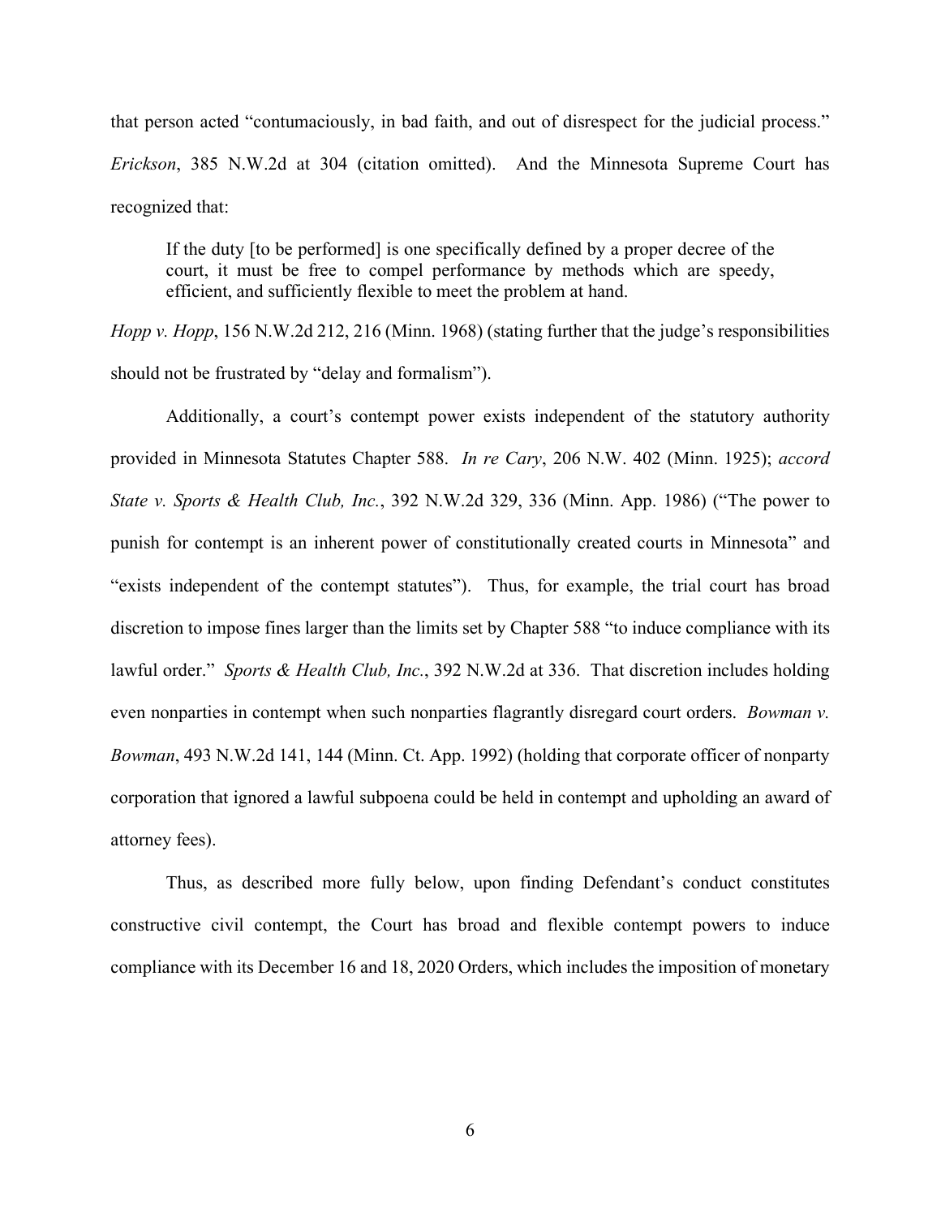that person acted "contumaciously, in bad faith, and out of disrespect for the judicial process." *Erickson*, 385 N.W.2d at 304 (citation omitted). And the Minnesota Supreme Court has recognized that:

> If the duty [to be performed] is one specifically defined by a proper decree of the court, it must be free to compel performance by methods which are speedy, efficient, and sufficiently flexible to meet the problem at hand.

*Hopp v. Hopp*, 156 N.W.2d 212, 216 (Minn. 1968) (stating further that the judge's responsibilities should not be frustrated by "delay and formalism").

Additionally, a court's contempt power exists independent of the statutory authority provided in Minnesota Statutes Chapter 588. *In re Cary*, 206 N.W. 402 (Minn. 1925); *accord State v. Sports & Health Club, Inc.*, 392 N.W.2d 329, 336 (Minn. App. 1986) ("The power to punish for contempt is an inherent power of constitutionally created courts in Minnesota" and "exists independent of the contempt statutes"). Thus, for example, the trial court has broad discretion to impose fines larger than the limits set by Chapter 588 "to induce compliance with its lawful order." *Sports & Health Club, Inc.*, 392 N.W.2d at 336. That discretion includes holding even nonparties in contempt when such nonparties flagrantly disregard court orders. *Bowman v. Bowman*, 493 N.W.2d 141, 144 (Minn. Ct. App. 1992) (holding that corporate officer of nonparty corporation that ignored a lawful subpoena could be held in contempt and upholding an award of attorney fees).

Thus, as described more fully below, upon finding Defendant's conduct constitutes constructive civil contempt, the Court has broad and flexible contempt powers to induce compliance with its December 16 and 18, 2020 Orders, which includes the imposition of monetary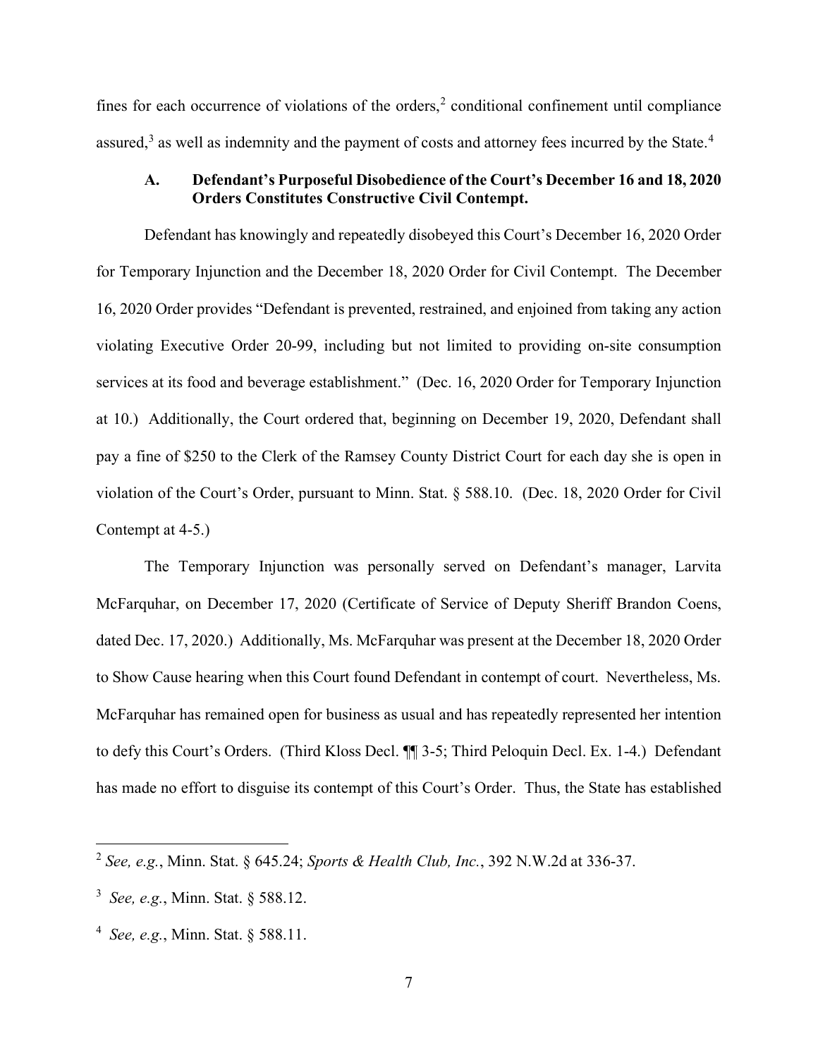fines for each occurrence of violations of the orders,[2] conditional confinement until compliance assured,[3] as well as indemnity and the payment of costs and attorney fees incurred by the State.[4]

### A. Defendant's Purposeful Disobedience of the Court's December 16 and 18, 2020 Orders Constitutes Constructive Civil Contempt.

Defendant has knowingly and repeatedly disobeyed this Court's December 16, 2020 Order for Temporary Injunction and the December 18, 2020 Order for Civil Contempt. The December 16, 2020 Order provides "Defendant is prevented, restrained, and enjoined from taking any action violating Executive Order 20-99, including but not limited to providing on-site consumption services at its food and beverage establishment." (Dec. 16, 2020 Order for Temporary Injunction at 10.) Additionally, the Court ordered that, beginning on December 19, 2020, Defendant shall pay a fine of $250 to the Clerk of the Ramsey County District Court for each day she is open in violation of the Court's Order, pursuant to Minn. Stat. § 588.10. (Dec. 18, 2020 Order for Civil Contempt at 4-5.)

The Temporary Injunction was personally served on Defendant's manager, Larvita McFarquhar, on December 17, 2020 (Certificate of Service of Deputy Sheriff Brandon Coens, dated Dec. 17, 2020.) Additionally, Ms. McFarquhar was present at the December 18, 2020 Order to Show Cause hearing when this Court found Defendant in contempt of court. Nevertheless, Ms. McFarquhar has remained open for business as usual and has repeatedly represented her intention to defy this Court's Orders. (Third Kloss Decl. ¶¶ 3-5; Third Peloquin Decl. Ex. 1-4.) Defendant has made no effort to disguise its contempt of this Court's Order. Thus, the State has established

---

[2] *See, e.g.*, Minn. Stat. § 645.24; *Sports & Health Club, Inc.*, 392 N.W.2d at 336-37.

[3] *See, e.g.*, Minn. Stat. § 588.12.

[4] *See, e.g.*, Minn. Stat. § 588.11.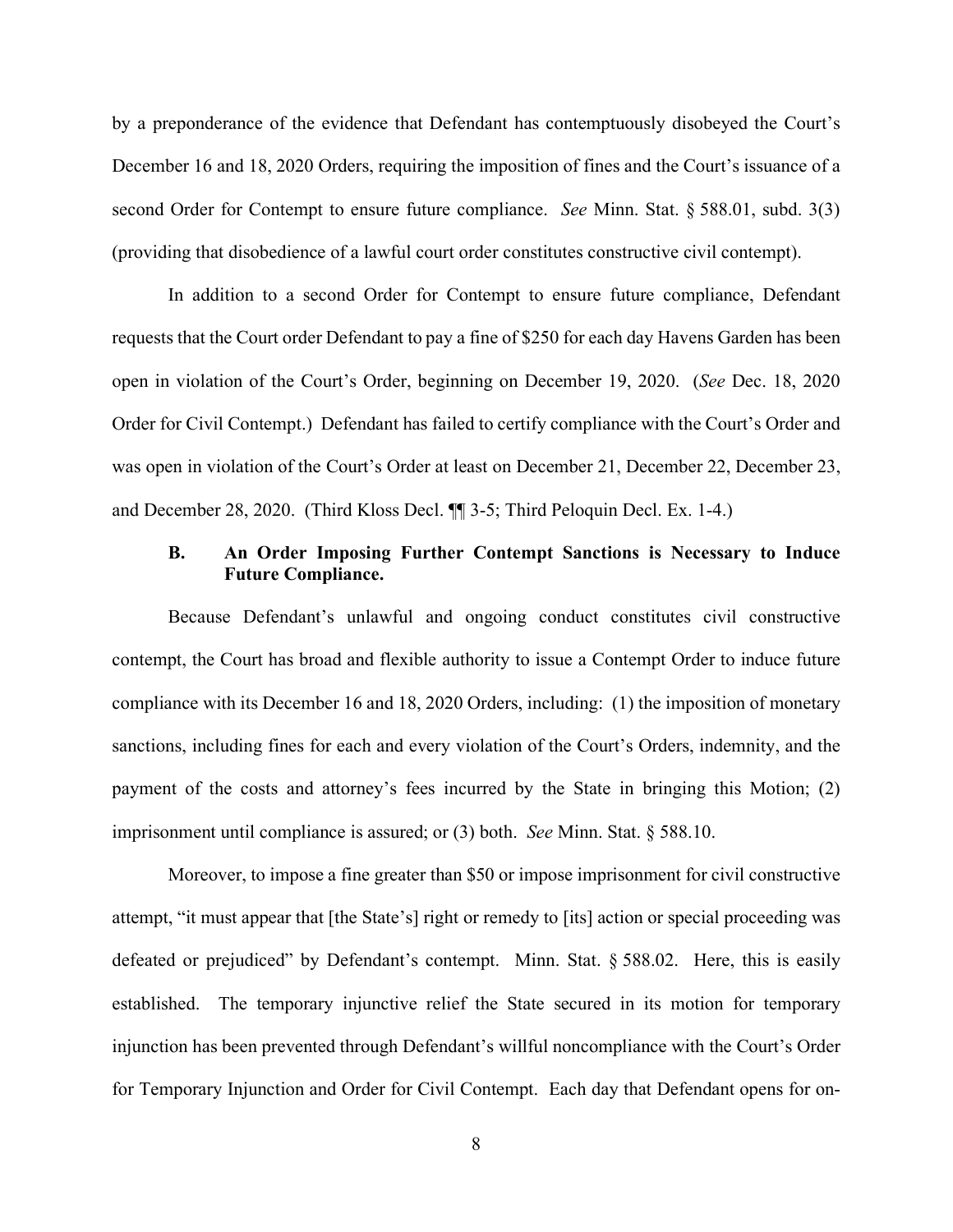by a preponderance of the evidence that Defendant has contemptuously disobeyed the Court's December 16 and 18, 2020 Orders, requiring the imposition of fines and the Court's issuance of a second Order for Contempt to ensure future compliance. *See* Minn. Stat. § 588.01, subd. 3(3) (providing that disobedience of a lawful court order constitutes constructive civil contempt).

In addition to a second Order for Contempt to ensure future compliance, Defendant requests that the Court order Defendant to pay a fine of $250 for each day Havens Garden has been open in violation of the Court's Order, beginning on December 19, 2020. (*See* Dec. 18, 2020 Order for Civil Contempt.) Defendant has failed to certify compliance with the Court's Order and was open in violation of the Court's Order at least on December 21, December 22, December 23, and December 28, 2020. (Third Kloss Decl. ¶¶ 3-5; Third Peloquin Decl. Ex. 1-4.)

### B. An Order Imposing Further Contempt Sanctions is Necessary to Induce Future Compliance.

Because Defendant's unlawful and ongoing conduct constitutes civil constructive contempt, the Court has broad and flexible authority to issue a Contempt Order to induce future compliance with its December 16 and 18, 2020 Orders, including: (1) the imposition of monetary sanctions, including fines for each and every violation of the Court's Orders, indemnity, and the payment of the costs and attorney's fees incurred by the State in bringing this Motion; (2) imprisonment until compliance is assured; or (3) both. *See* Minn. Stat. § 588.10.

Moreover, to impose a fine greater than $50 or impose imprisonment for civil constructive attempt, "it must appear that [the State's] right or remedy to [its] action or special proceeding was defeated or prejudiced" by Defendant's contempt. Minn. Stat. § 588.02. Here, this is easily established. The temporary injunctive relief the State secured in its motion for temporary injunction has been prevented through Defendant's willful noncompliance with the Court's Order for Temporary Injunction and Order for Civil Contempt. Each day that Defendant opens for on-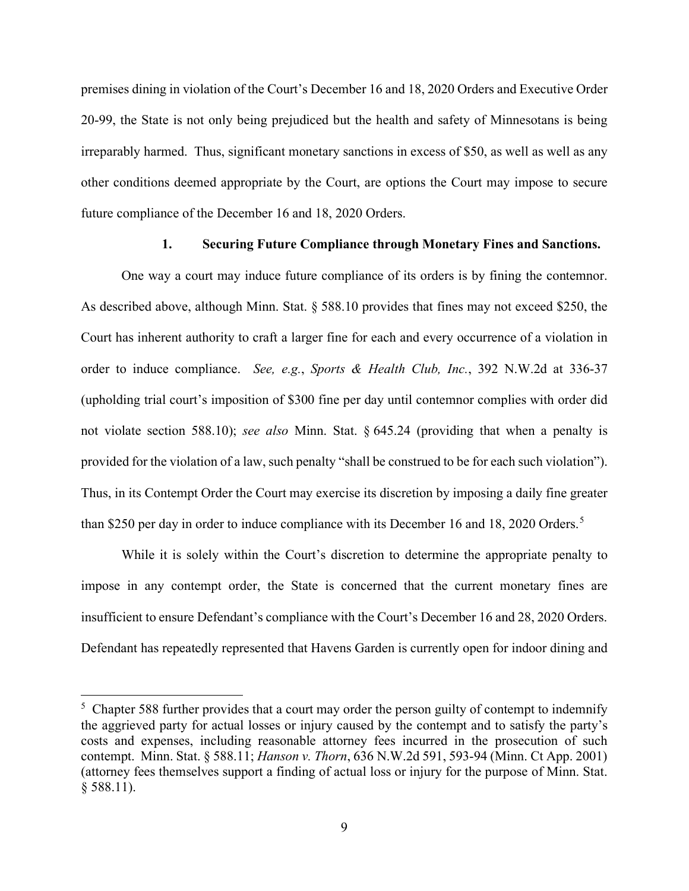premises dining in violation of the Court's December 16 and 18, 2020 Orders and Executive Order 20-99, the State is not only being prejudiced but the health and safety of Minnesotans is being irreparably harmed. Thus, significant monetary sanctions in excess of $50, as well as well as any other conditions deemed appropriate by the Court, are options the Court may impose to secure future compliance of the December 16 and 18, 2020 Orders.

### 1. Securing Future Compliance through Monetary Fines and Sanctions.

One way a court may induce future compliance of its orders is by fining the contemnor. As described above, although Minn. Stat. § 588.10 provides that fines may not exceed $250, the Court has inherent authority to craft a larger fine for each and every occurrence of a violation in order to induce compliance. *See, e.g.*, *Sports & Health Club, Inc.*, 392 N.W.2d at 336-37 (upholding trial court's imposition of $300 fine per day until contemnor complies with order did not violate section 588.10); *see also* Minn. Stat. § 645.24 (providing that when a penalty is provided for the violation of a law, such penalty "shall be construed to be for each such violation"). Thus, in its Contempt Order the Court may exercise its discretion by imposing a daily fine greater than $250 per day in order to induce compliance with its December 16 and 18, 2020 Orders.[5]

While it is solely within the Court's discretion to determine the appropriate penalty to impose in any contempt order, the State is concerned that the current monetary fines are insufficient to ensure Defendant's compliance with the Court's December 16 and 28, 2020 Orders. Defendant has repeatedly represented that Havens Garden is currently open for indoor dining and

---

[5] Chapter 588 further provides that a court may order the person guilty of contempt to indemnify the aggrieved party for actual losses or injury caused by the contempt and to satisfy the party's costs and expenses, including reasonable attorney fees incurred in the prosecution of such contempt. Minn. Stat. § 588.11; *Hanson v. Thorn*, 636 N.W.2d 591, 593-94 (Minn. Ct App. 2001) (attorney fees themselves support a finding of actual loss or injury for the purpose of Minn. Stat. § 588.11).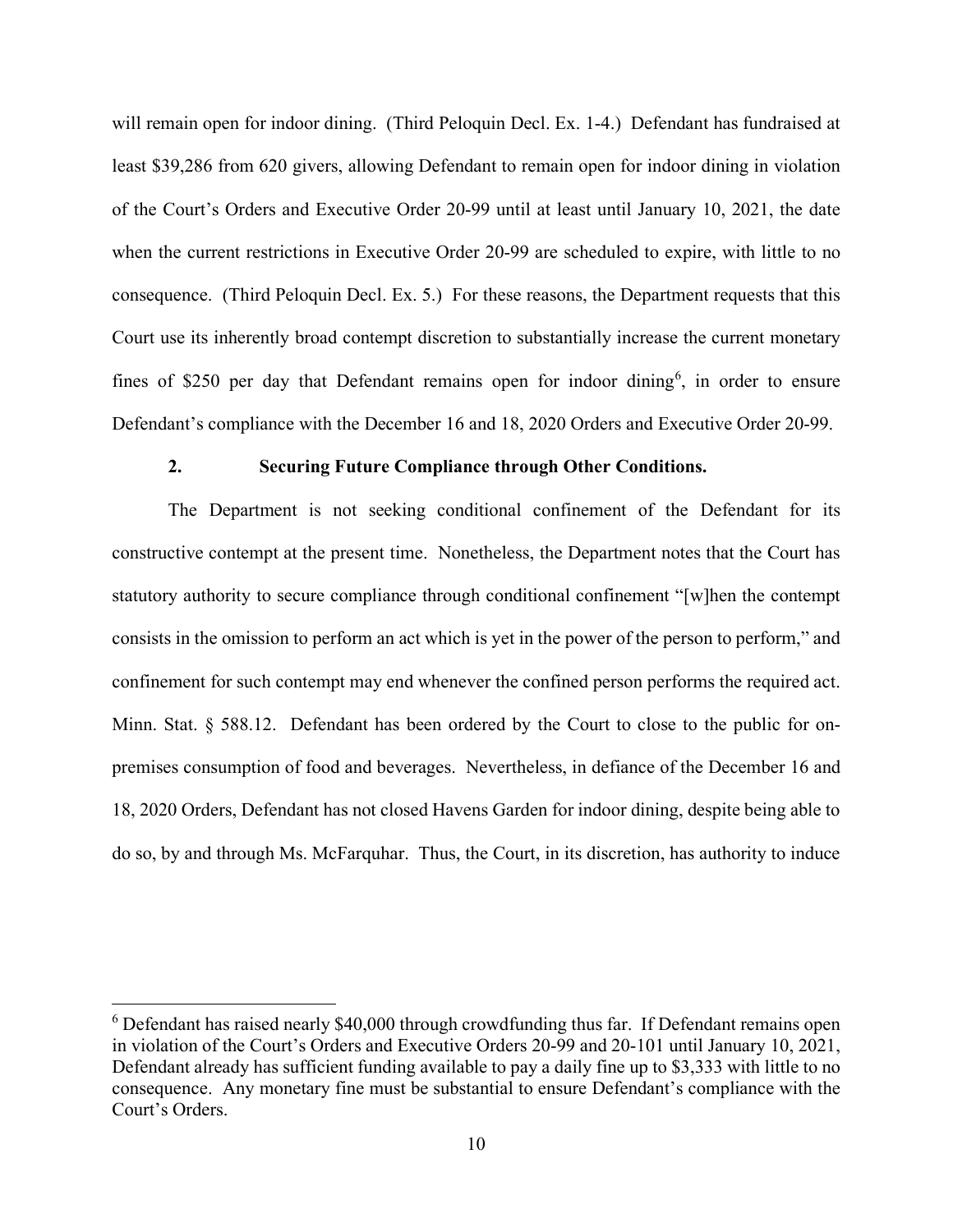will remain open for indoor dining. (Third Peloquin Decl. Ex. 1-4.) Defendant has fundraised at least $39,286 from 620 givers, allowing Defendant to remain open for indoor dining in violation of the Court's Orders and Executive Order 20-99 until at least until January 10, 2021, the date when the current restrictions in Executive Order 20-99 are scheduled to expire, with little to no consequence. (Third Peloquin Decl. Ex. 5.) For these reasons, the Department requests that this Court use its inherently broad contempt discretion to substantially increase the current monetary fines of $250 per day that Defendant remains open for indoor dining[6], in order to ensure Defendant's compliance with the December 16 and 18, 2020 Orders and Executive Order 20-99.

**2. Securing Future Compliance through Other Conditions.**

The Department is not seeking conditional confinement of the Defendant for its constructive contempt at the present time. Nonetheless, the Department notes that the Court has statutory authority to secure compliance through conditional confinement "[w]hen the contempt consists in the omission to perform an act which is yet in the power of the person to perform," and confinement for such contempt may end whenever the confined person performs the required act. Minn. Stat. § 588.12. Defendant has been ordered by the Court to close to the public for on-premises consumption of food and beverages. Nevertheless, in defiance of the December 16 and 18, 2020 Orders, Defendant has not closed Havens Garden for indoor dining, despite being able to do so, by and through Ms. McFarquhar. Thus, the Court, in its discretion, has authority to induce

[6] Defendant has raised nearly $40,000 through crowdfunding thus far. If Defendant remains open in violation of the Court's Orders and Executive Orders 20-99 and 20-101 until January 10, 2021, Defendant already has sufficient funding available to pay a daily fine up to $3,333 with little to no consequence. Any monetary fine must be substantial to ensure Defendant's compliance with the Court's Orders.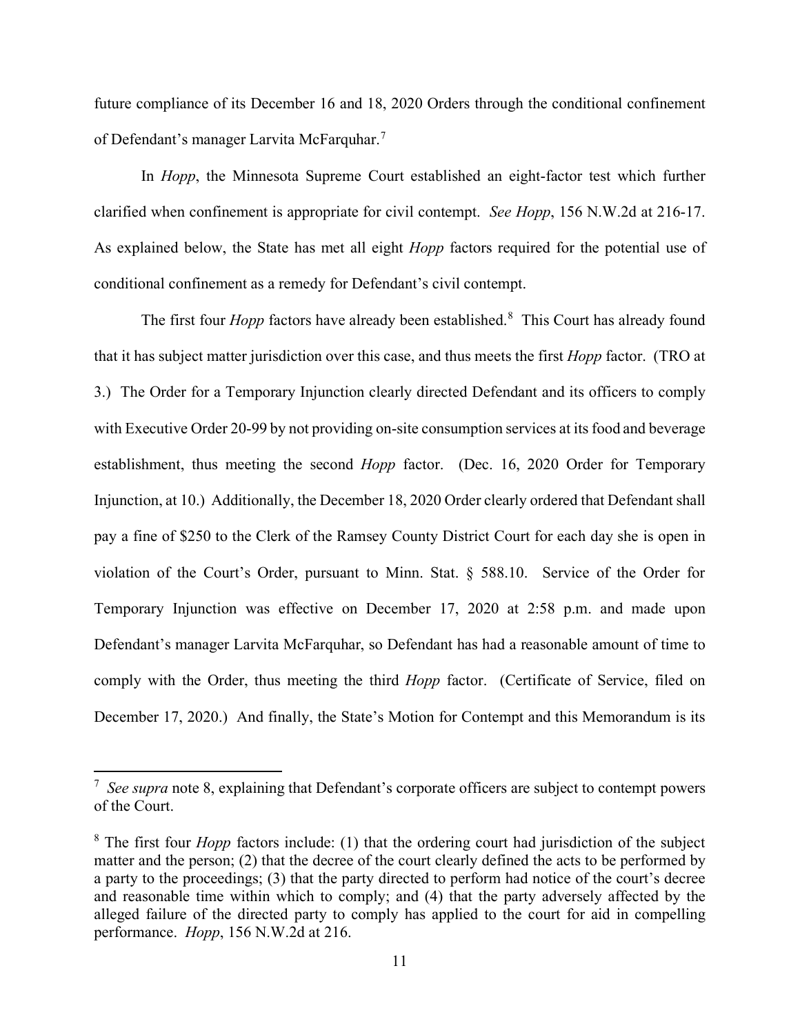future compliance of its December 16 and 18, 2020 Orders through the conditional confinement of Defendant's manager Larvita McFarquhar.[7]

In *Hopp*, the Minnesota Supreme Court established an eight-factor test which further clarified when confinement is appropriate for civil contempt. *See Hopp*, 156 N.W.2d at 216-17. As explained below, the State has met all eight *Hopp* factors required for the potential use of conditional confinement as a remedy for Defendant's civil contempt.

The first four *Hopp* factors have already been established.[8] This Court has already found that it has subject matter jurisdiction over this case, and thus meets the first *Hopp* factor. (TRO at 3.) The Order for a Temporary Injunction clearly directed Defendant and its officers to comply with Executive Order 20-99 by not providing on-site consumption services at its food and beverage establishment, thus meeting the second *Hopp* factor. (Dec. 16, 2020 Order for Temporary Injunction, at 10.) Additionally, the December 18, 2020 Order clearly ordered that Defendant shall pay a fine of $250 to the Clerk of the Ramsey County District Court for each day she is open in violation of the Court's Order, pursuant to Minn. Stat. § 588.10. Service of the Order for Temporary Injunction was effective on December 17, 2020 at 2:58 p.m. and made upon Defendant's manager Larvita McFarquhar, so Defendant has had a reasonable amount of time to comply with the Order, thus meeting the third *Hopp* factor. (Certificate of Service, filed on December 17, 2020.) And finally, the State's Motion for Contempt and this Memorandum is its

---

[7] *See supra* note 8, explaining that Defendant's corporate officers are subject to contempt powers of the Court.

[8] The first four *Hopp* factors include: (1) that the ordering court had jurisdiction of the subject matter and the person; (2) that the decree of the court clearly defined the acts to be performed by a party to the proceedings; (3) that the party directed to perform had notice of the court's decree and reasonable time within which to comply; and (4) that the party adversely affected by the alleged failure of the directed party to comply has applied to the court for aid in compelling performance. *Hopp*, 156 N.W.2d at 216.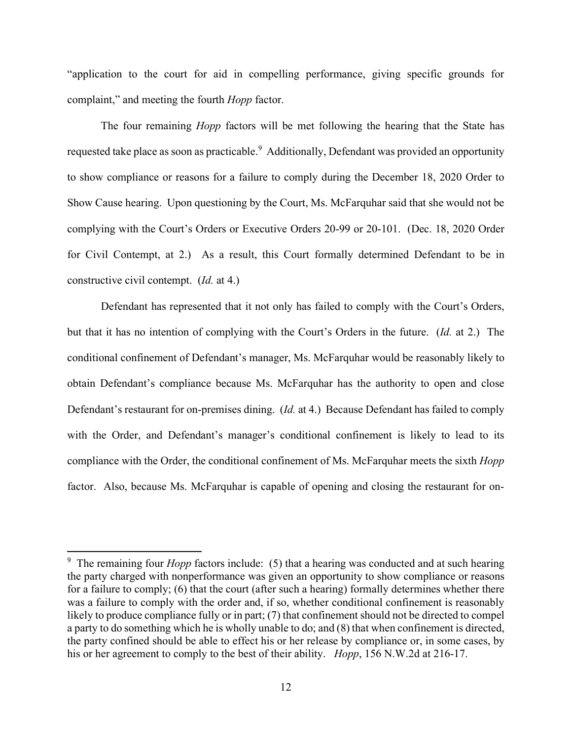"application to the court for aid in compelling performance, giving specific grounds for complaint," and meeting the fourth *Hopp* factor.

The four remaining *Hopp* factors will be met following the hearing that the State has requested take place as soon as practicable.[9] Additionally, Defendant was provided an opportunity to show compliance or reasons for a failure to comply during the December 18, 2020 Order to Show Cause hearing. Upon questioning by the Court, Ms. McFarquhar said that she would not be complying with the Court's Orders or Executive Orders 20-99 or 20-101. (Dec. 18, 2020 Order for Civil Contempt, at 2.) As a result, this Court formally determined Defendant to be in constructive civil contempt. (*Id.* at 4.)

Defendant has represented that it not only has failed to comply with the Court's Orders, but that it has no intention of complying with the Court's Orders in the future. (*Id.* at 2.) The conditional confinement of Defendant's manager, Ms. McFarquhar would be reasonably likely to obtain Defendant's compliance because Ms. McFarquhar has the authority to open and close Defendant's restaurant for on-premises dining. (*Id.* at 4.) Because Defendant has failed to comply with the Order, and Defendant's manager's conditional confinement is likely to lead to its compliance with the Order, the conditional confinement of Ms. McFarquhar meets the sixth *Hopp* factor. Also, because Ms. McFarquhar is capable of opening and closing the restaurant for on-

[9] The remaining four *Hopp* factors include: (5) that a hearing was conducted and at such hearing the party charged with nonperformance was given an opportunity to show compliance or reasons for a failure to comply; (6) that the court (after such a hearing) formally determines whether there was a failure to comply with the order and, if so, whether conditional confinement is reasonably likely to produce compliance fully or in part; (7) that confinement should not be directed to compel a party to do something which he is wholly unable to do; and (8) that when confinement is directed, the party confined should be able to effect his or her release by compliance or, in some cases, by his or her agreement to comply to the best of their ability. *Hopp*, 156 N.W.2d at 216-17.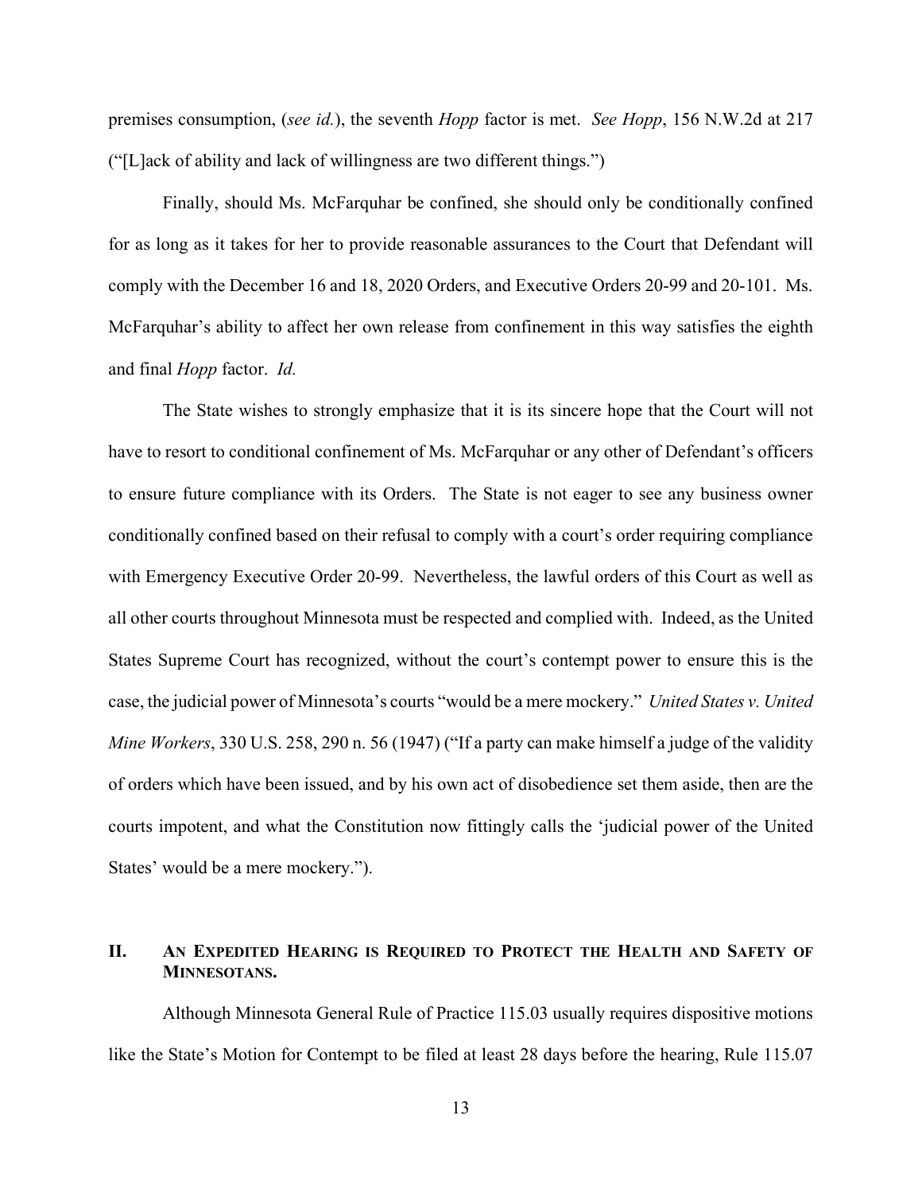premises consumption, (*see id.*), the seventh *Hopp* factor is met. *See Hopp*, 156 N.W.2d at 217 ("[L]ack of ability and lack of willingness are two different things.")

Finally, should Ms. McFarquhar be confined, she should only be conditionally confined for as long as it takes for her to provide reasonable assurances to the Court that Defendant will comply with the December 16 and 18, 2020 Orders, and Executive Orders 20-99 and 20-101. Ms. McFarquhar's ability to affect her own release from confinement in this way satisfies the eighth and final *Hopp* factor. *Id.*

The State wishes to strongly emphasize that it is its sincere hope that the Court will not have to resort to conditional confinement of Ms. McFarquhar or any other of Defendant's officers to ensure future compliance with its Orders. The State is not eager to see any business owner conditionally confined based on their refusal to comply with a court's order requiring compliance with Emergency Executive Order 20-99. Nevertheless, the lawful orders of this Court as well as all other courts throughout Minnesota must be respected and complied with. Indeed, as the United States Supreme Court has recognized, without the court's contempt power to ensure this is the case, the judicial power of Minnesota's courts "would be a mere mockery." *United States v. United Mine Workers*, 330 U.S. 258, 290 n. 56 (1947) ("If a party can make himself a judge of the validity of orders which have been issued, and by his own act of disobedience set them aside, then are the courts impotent, and what the Constitution now fittingly calls the 'judicial power of the United States' would be a mere mockery.").

## II. An Expedited Hearing is Required to Protect the Health and Safety of Minnesotans.

Although Minnesota General Rule of Practice 115.03 usually requires dispositive motions like the State's Motion for Contempt to be filed at least 28 days before the hearing, Rule 115.07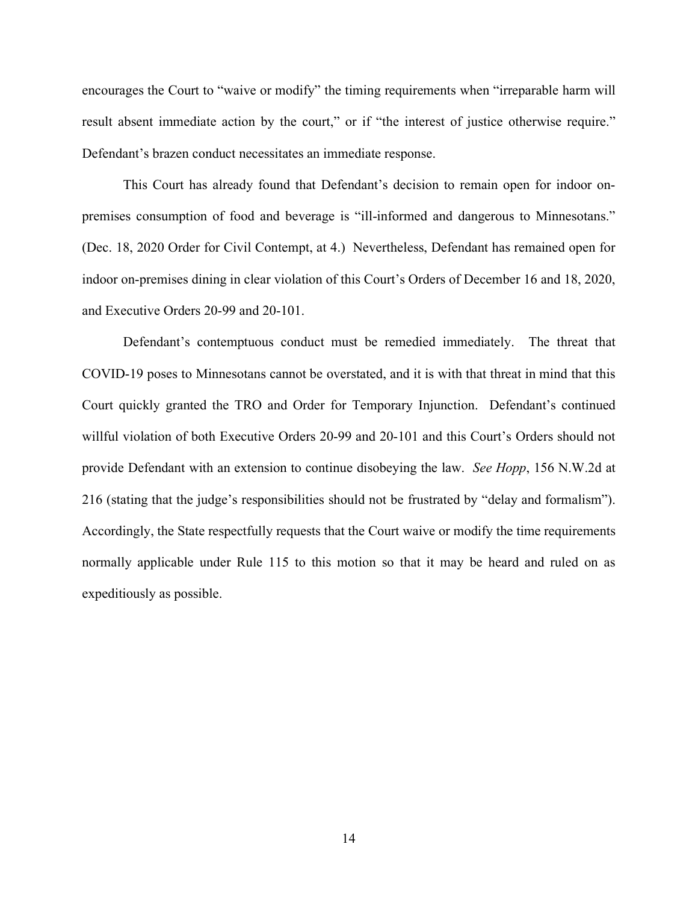encourages the Court to "waive or modify" the timing requirements when "irreparable harm will result absent immediate action by the court," or if "the interest of justice otherwise require." Defendant's brazen conduct necessitates an immediate response.

This Court has already found that Defendant's decision to remain open for indoor on-premises consumption of food and beverage is "ill-informed and dangerous to Minnesotans." (Dec. 18, 2020 Order for Civil Contempt, at 4.) Nevertheless, Defendant has remained open for indoor on-premises dining in clear violation of this Court's Orders of December 16 and 18, 2020, and Executive Orders 20-99 and 20-101.

Defendant's contemptuous conduct must be remedied immediately. The threat that COVID-19 poses to Minnesotans cannot be overstated, and it is with that threat in mind that this Court quickly granted the TRO and Order for Temporary Injunction. Defendant's continued willful violation of both Executive Orders 20-99 and 20-101 and this Court's Orders should not provide Defendant with an extension to continue disobeying the law. *See Hopp*, 156 N.W.2d at 216 (stating that the judge's responsibilities should not be frustrated by "delay and formalism"). Accordingly, the State respectfully requests that the Court waive or modify the time requirements normally applicable under Rule 115 to this motion so that it may be heard and ruled on as expeditiously as possible.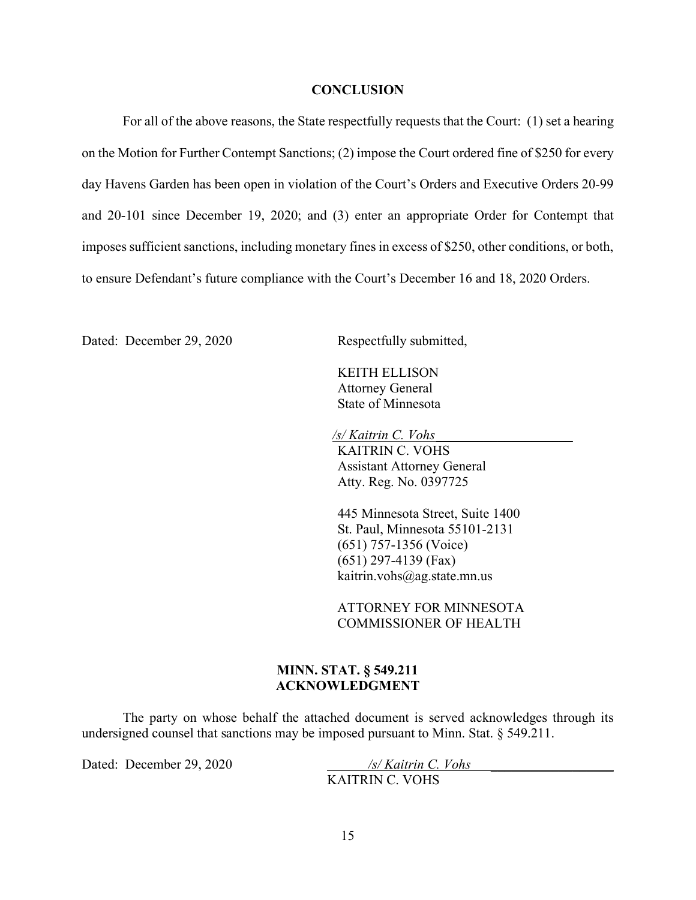## CONCLUSION

For all of the above reasons, the State respectfully requests that the Court: (1) set a hearing on the Motion for Further Contempt Sanctions; (2) impose the Court ordered fine of $250 for every day Havens Garden has been open in violation of the Court's Orders and Executive Orders 20-99 and 20-101 since December 19, 2020; and (3) enter an appropriate Order for Contempt that imposes sufficient sanctions, including monetary fines in excess of $250, other conditions, or both, to ensure Defendant's future compliance with the Court's December 16 and 18, 2020 Orders.

Dated: December 29, 2020

Respectfully submitted,

KEITH ELLISON
Attorney General
State of Minnesota

*/s/ Kaitrin C. Vohs*
KAITRIN C. VOHS
Assistant Attorney General
Atty. Reg. No. 0397725

445 Minnesota Street, Suite 1400
St. Paul, Minnesota 55101-2131
(651) 757-1356 (Voice)
(651) 297-4139 (Fax)
kaitrin.vohs@ag.state.mn.us

ATTORNEY FOR MINNESOTA COMMISSIONER OF HEALTH

### MINN. STAT. § 549.211 ACKNOWLEDGMENT

The party on whose behalf the attached document is served acknowledges through its undersigned counsel that sanctions may be imposed pursuant to Minn. Stat. § 549.211.

Dated: December 29, 2020

*/s/ Kaitrin C. Vohs*
KAITRIN C. VOHS